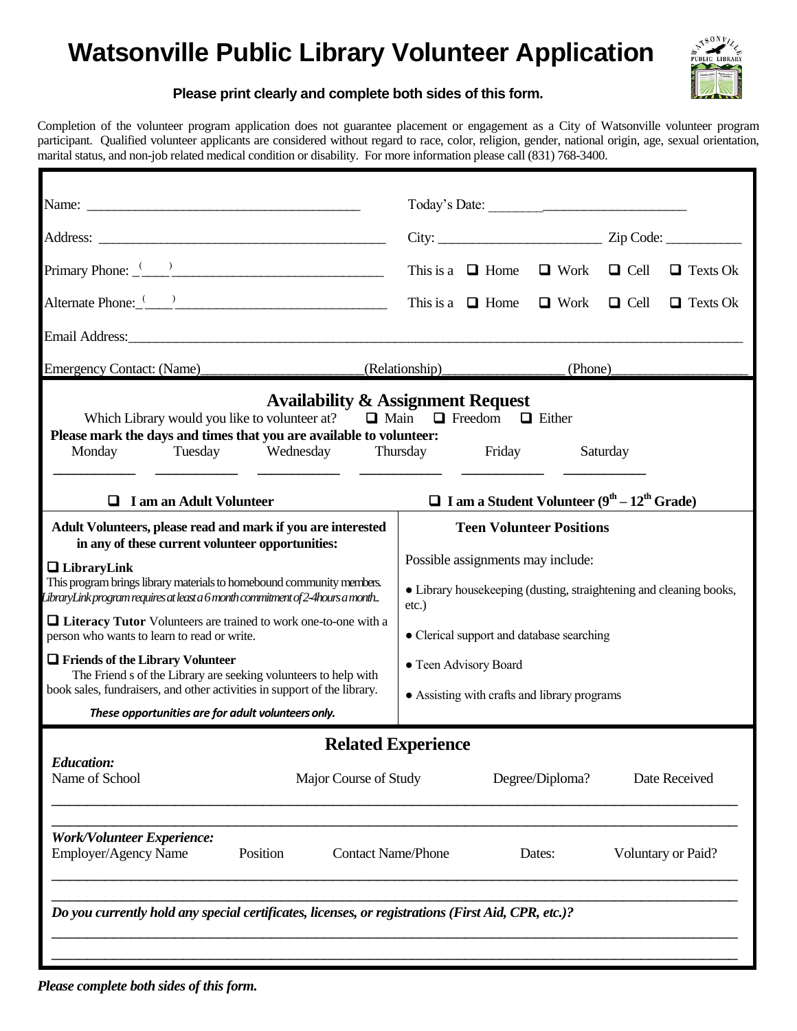# Watsonville Public Library Volunteer Application

**Please print clearly and complete both sides of this form.**

Completion of the volunteer program application does not guarantee placement or engagement as a City of Watsonville volunteer program participant. Qualified volunteer applicants are considered without regard to race, color, religion, gender, national origin, age, sexual orientation, marital status, and non-job related medical condition or disability. For more information please call (831) 768-3400.

Name: ______________________________________ Today's Date: ____________________________

Address: ______________________________________ City: ______________________ Zip Code: __________

Primary Phone: _(____)______________________________ This is a ❑ Home ❑ Work ❑ Cell ❑ Texts Ok

Alternate Phone:_(____)______________________________ This is a ❑ Home ❑ Work ❑ Cell ❑ Texts Ok

Email Address:____________________________________________________________________________

Emergency Contact: (Name)______________________(Relationship)________________ (Phone)_________________

## Availability & Assignment Request

Which Library would you like to volunteer at? ❑ Main ❑ Freedom ❑ Either

**Please mark the days and times that you are available to volunteer:**

| Monday | Tuesday | Wednesday | Thursday | Friday | Saturday |
|---|---|---|---|---|---|
| ___________ | ___________ | ___________ | ___________ | ___________ | ___________ |

| ❑ **I am an Adult Volunteer** | ❑ **I am a Student Volunteer (9th – 12th Grade)** |
|---|---|
| **Adult Volunteers, please read and mark if you are interested in any of these current volunteer opportunities:** | **Teen Volunteer Positions** |
| ❑ **LibraryLink** This program brings library materials to homebound community members. LibraryLink program requires at least a 6 month commitment of 2-4hours a month.. | Possible assignments may include: |
| ❑ **Literacy Tutor** Volunteers are trained to work one-to-one with a person who wants to learn to read or write. | • Library housekeeping (dusting, straightening and cleaning books, etc.) |
| ❑ **Friends of the Library Volunteer** The Friend s of the Library are seeking volunteers to help with book sales, fundraisers, and other activities in support of the library. | • Clerical support and database searching |
| | • Teen Advisory Board |
| ***These opportunities are for adult volunteers only.*** | • Assisting with crafts and library programs |

## Related Experience

***Education:***

| Name of School | Major Course of Study | Degree/Diploma? | Date Received |
|---|---|---|---|
| | | | |
| | | | |

***Work/Volunteer Experience:***

| Employer/Agency Name | Position | Contact Name/Phone | Dates: | Voluntary or Paid? |
|---|---|---|---|---|
| | | | | |
| | | | | |

***Do you currently hold any special certificates, licenses, or registrations (First Aid, CPR, etc.)?***

______________________________________________________________________________________

______________________________________________________________________________________

***Please complete both sides of this form.***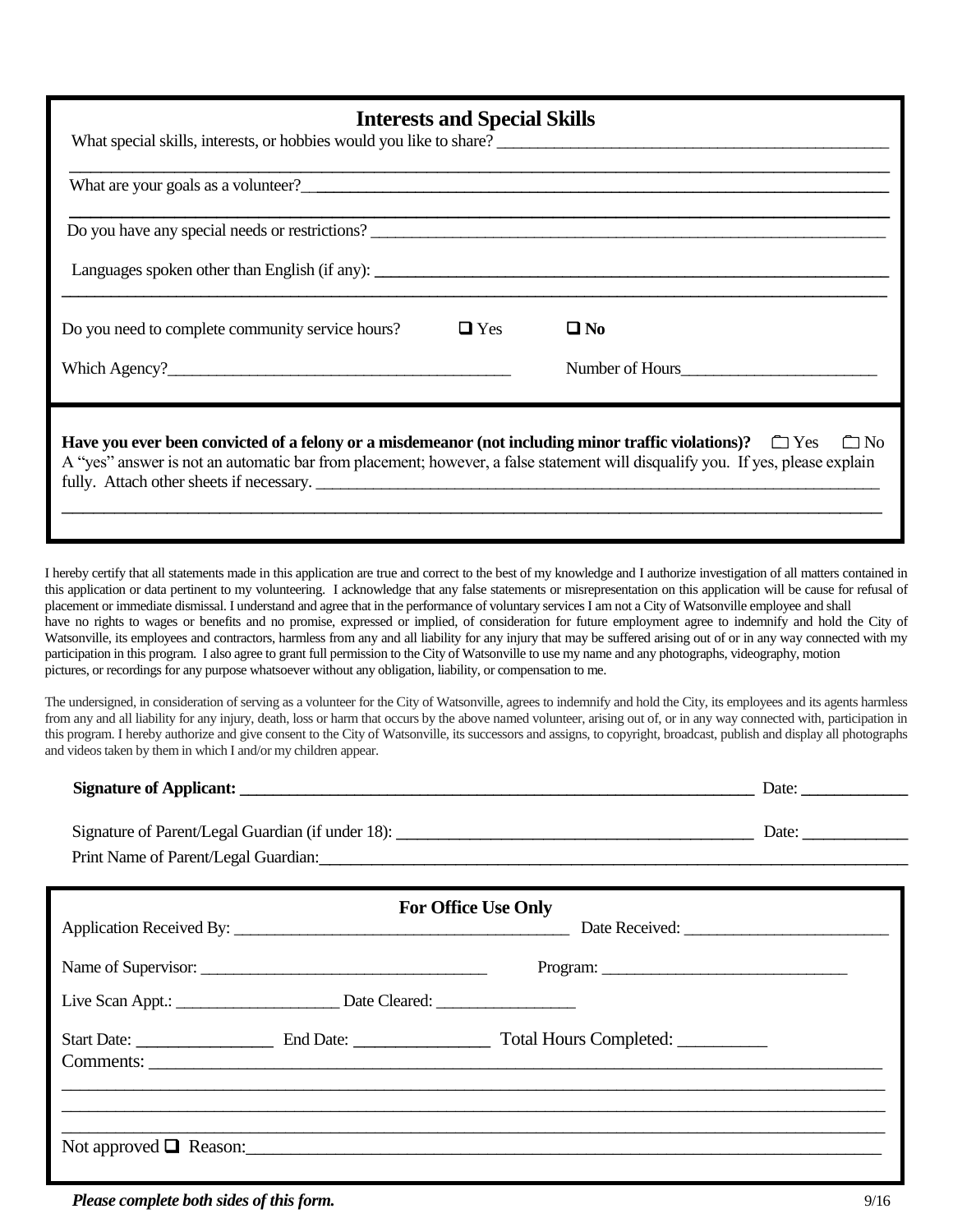## Interests and Special Skills

What special skills, interests, or hobbies would you like to share? ______________________________________________

______________________________________________________________________________________________

What are your goals as a volunteer?______________________________________________________________________

______________________________________________________________________________________________

Do you have any special needs or restrictions? ______________________________________________________________

Languages spoken other than English (if any): ______________________________________________________________

______________________________________________________________________________________________

Do you need to complete community service hours? ❑ Yes ❑ **No**

Which Agency?_________________________________________ Number of Hours_______________________

**Have you ever been convicted of a felony or a misdemeanor (not including minor traffic violations)?** ▢ Yes ▢ No
A "yes" answer is not an automatic bar from placement; however, a false statement will disqualify you. If yes, please explain fully. Attach other sheets if necessary. ______________________________________________________________________

______________________________________________________________________________________________

I hereby certify that all statements made in this application are true and correct to the best of my knowledge and I authorize investigation of all matters contained in this application or data pertinent to my volunteering. I acknowledge that any false statements or misrepresentation on this application will be cause for refusal of placement or immediate dismissal. I understand and agree that in the performance of voluntary services I am not a City of Watsonville employee and shall have no rights to wages or benefits and no promise, expressed or implied, of consideration for future employment agree to indemnify and hold the City of Watsonville, its employees and contractors, harmless from any and all liability for any injury that may be suffered arising out of or in any way connected with my participation in this program. I also agree to grant full permission to the City of Watsonville to use my name and any photographs, videography, motion pictures, or recordings for any purpose whatsoever without any obligation, liability, or compensation to me.

The undersigned, in consideration of serving as a volunteer for the City of Watsonville, agrees to indemnify and hold the City, its employees and its agents harmless from any and all liability for any injury, death, loss or harm that occurs by the above named volunteer, arising out of, or in any way connected with, participation in this program. I hereby authorize and give consent to the City of Watsonville, its successors and assigns, to copyright, broadcast, publish and display all photographs and videos taken by them in which I and/or my children appear.

**Signature of Applicant:** _______________________________________________________________ Date: ____________

Signature of Parent/Legal Guardian (if under 18): __________________________________________ Date: ____________

Print Name of Parent/Legal Guardian:_______________________________________________________________________

### For Office Use Only

Application Received By: ________________________________________ Date Received: ________________________

Name of Supervisor: __________________________________ Program: ____________________________

Live Scan Appt.: ___________________ Date Cleared: ________________

Start Date: ________________ End Date: _______________ Total Hours Completed: __________

Comments: ___________________________________________________________________________________

______________________________________________________________________________________________

______________________________________________________________________________________________

______________________________________________________________________________________________

Not approved ❑ Reason:__________________________________________________________________________

***Please complete both sides of this form.***

9/16